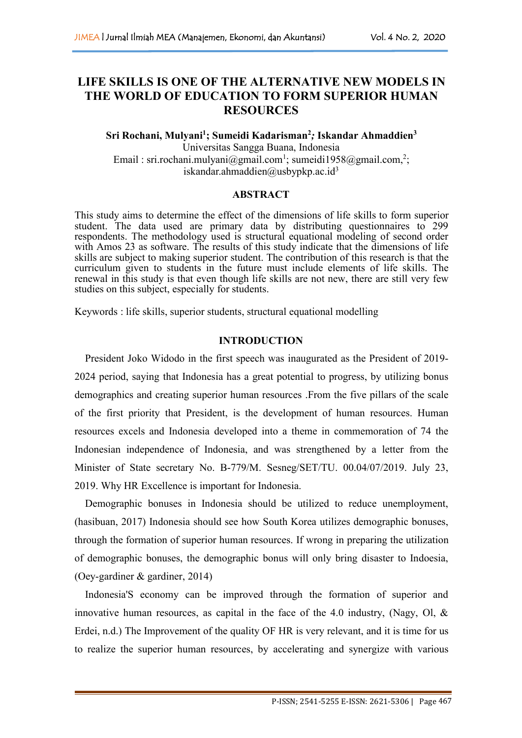# LIFE SKILLS IS ONE OF THE ALTERNATIVE NEW MODELS IN THE WORLD OF EDUCATION TO FORM SUPERIOR HUMAN RESOURCES

**Sri Rochani, Mulyani[1]; Sumeidi Kadarisman[2]; Iskandar Ahmaddien[3]**

Universitas Sangga Buana, Indonesia

Email : sri.rochani.mulyani@gmail.com[1]; sumeidi1958@gmail.com,[2]; iskandar.ahmaddien@usbypkp.ac.id[3]

## ABSTRACT

This study aims to determine the effect of the dimensions of life skills to form superior student. The data used are primary data by distributing questionnaires to 299 respondents. The methodology used is structural equational modeling of second order with Amos 23 as software. The results of this study indicate that the dimensions of life skills are subject to making superior student. The contribution of this research is that the curriculum given to students in the future must include elements of life skills. The renewal in this study is that even though life skills are not new, there are still very few studies on this subject, especially for students.

Keywords : life skills, superior students, structural equational modelling

## INTRODUCTION

President Joko Widodo in the first speech was inaugurated as the President of 2019-2024 period, saying that Indonesia has a great potential to progress, by utilizing bonus demographics and creating superior human resources .From the five pillars of the scale of the first priority that President, is the development of human resources. Human resources excels and Indonesia developed into a theme in commemoration of 74 the Indonesian independence of Indonesia, and was strengthened by a letter from the Minister of State secretary No. B-779/M. Sesneg/SET/TU. 00.04/07/2019. July 23, 2019. Why HR Excellence is important for Indonesia.

Demographic bonuses in Indonesia should be utilized to reduce unemployment, (hasibuan, 2017) Indonesia should see how South Korea utilizes demographic bonuses, through the formation of superior human resources. If wrong in preparing the utilization of demographic bonuses, the demographic bonus will only bring disaster to Indoesia, (Oey-gardiner & gardiner, 2014)

Indonesia'S economy can be improved through the formation of superior and innovative human resources, as capital in the face of the 4.0 industry, (Nagy, Ol, & Erdei, n.d.) The Improvement of the quality OF HR is very relevant, and it is time for us to realize the superior human resources, by accelerating and synergize with various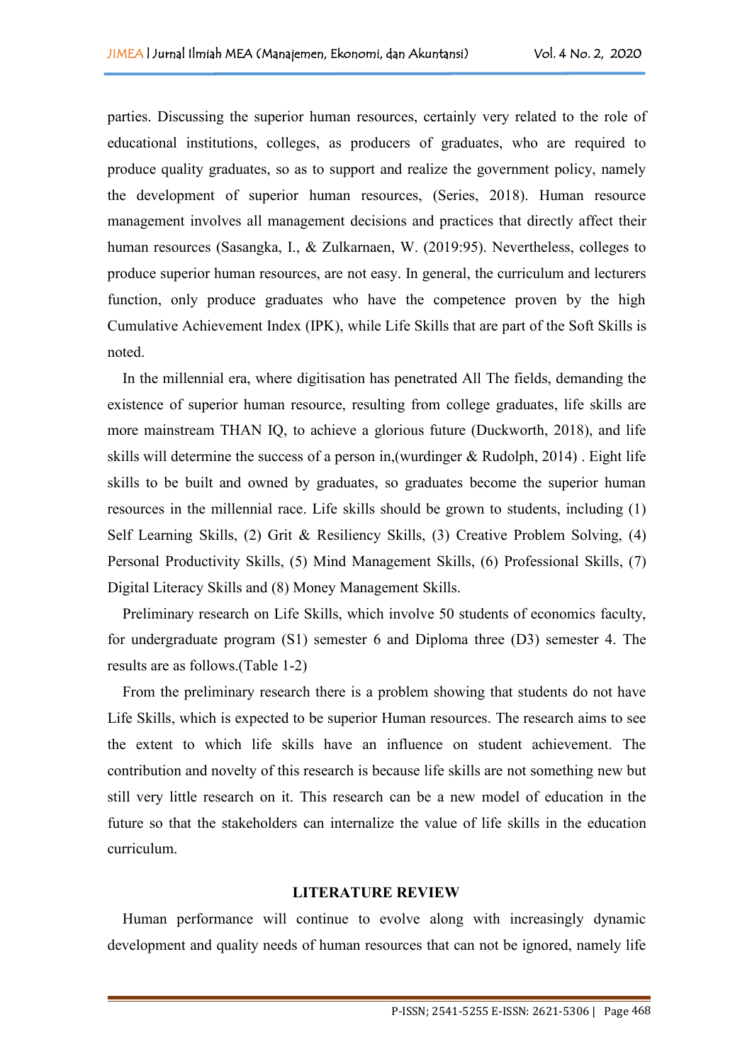parties. Discussing the superior human resources, certainly very related to the role of educational institutions, colleges, as producers of graduates, who are required to produce quality graduates, so as to support and realize the government policy, namely the development of superior human resources, (Series, 2018). Human resource management involves all management decisions and practices that directly affect their human resources (Sasangka, I., & Zulkarnaen, W. (2019:95). Nevertheless, colleges to produce superior human resources, are not easy. In general, the curriculum and lecturers function, only produce graduates who have the competence proven by the high Cumulative Achievement Index (IPK), while Life Skills that are part of the Soft Skills is noted.

In the millennial era, where digitisation has penetrated All The fields, demanding the existence of superior human resource, resulting from college graduates, life skills are more mainstream THAN IQ, to achieve a glorious future (Duckworth, 2018), and life skills will determine the success of a person in,(wurdinger & Rudolph, 2014) . Eight life skills to be built and owned by graduates, so graduates become the superior human resources in the millennial race. Life skills should be grown to students, including (1) Self Learning Skills, (2) Grit & Resiliency Skills, (3) Creative Problem Solving, (4) Personal Productivity Skills, (5) Mind Management Skills, (6) Professional Skills, (7) Digital Literacy Skills and (8) Money Management Skills.

Preliminary research on Life Skills, which involve 50 students of economics faculty, for undergraduate program (S1) semester 6 and Diploma three (D3) semester 4. The results are as follows.(Table 1-2)

From the preliminary research there is a problem showing that students do not have Life Skills, which is expected to be superior Human resources. The research aims to see the extent to which life skills have an influence on student achievement. The contribution and novelty of this research is because life skills are not something new but still very little research on it. This research can be a new model of education in the future so that the stakeholders can internalize the value of life skills in the education curriculum.

## LITERATURE REVIEW

Human performance will continue to evolve along with increasingly dynamic development and quality needs of human resources that can not be ignored, namely life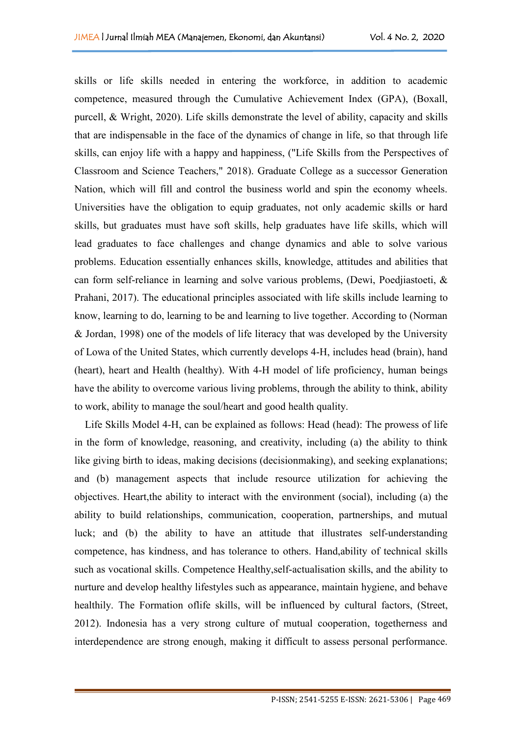skills or life skills needed in entering the workforce, in addition to academic competence, measured through the Cumulative Achievement Index (GPA), (Boxall, purcell, & Wright, 2020). Life skills demonstrate the level of ability, capacity and skills that are indispensable in the face of the dynamics of change in life, so that through life skills, can enjoy life with a happy and happiness, ("Life Skills from the Perspectives of Classroom and Science Teachers," 2018). Graduate College as a successor Generation Nation, which will fill and control the business world and spin the economy wheels. Universities have the obligation to equip graduates, not only academic skills or hard skills, but graduates must have soft skills, help graduates have life skills, which will lead graduates to face challenges and change dynamics and able to solve various problems. Education essentially enhances skills, knowledge, attitudes and abilities that can form self-reliance in learning and solve various problems, (Dewi, Poedjiastoeti, & Prahani, 2017). The educational principles associated with life skills include learning to know, learning to do, learning to be and learning to live together. According to (Norman & Jordan, 1998) one of the models of life literacy that was developed by the University of Lowa of the United States, which currently develops 4-H, includes head (brain), hand (heart), heart and Health (healthy). With 4-H model of life proficiency, human beings have the ability to overcome various living problems, through the ability to think, ability to work, ability to manage the soul/heart and good health quality.

Life Skills Model 4-H, can be explained as follows: Head (head): The prowess of life in the form of knowledge, reasoning, and creativity, including (a) the ability to think like giving birth to ideas, making decisions (decisionmaking), and seeking explanations; and (b) management aspects that include resource utilization for achieving the objectives. Heart,the ability to interact with the environment (social), including (a) the ability to build relationships, communication, cooperation, partnerships, and mutual luck; and (b) the ability to have an attitude that illustrates self-understanding competence, has kindness, and has tolerance to others. Hand,ability of technical skills such as vocational skills. Competence Healthy,self-actualisation skills, and the ability to nurture and develop healthy lifestyles such as appearance, maintain hygiene, and behave healthily. The Formation oflife skills, will be influenced by cultural factors, (Street, 2012). Indonesia has a very strong culture of mutual cooperation, togetherness and interdependence are strong enough, making it difficult to assess personal performance.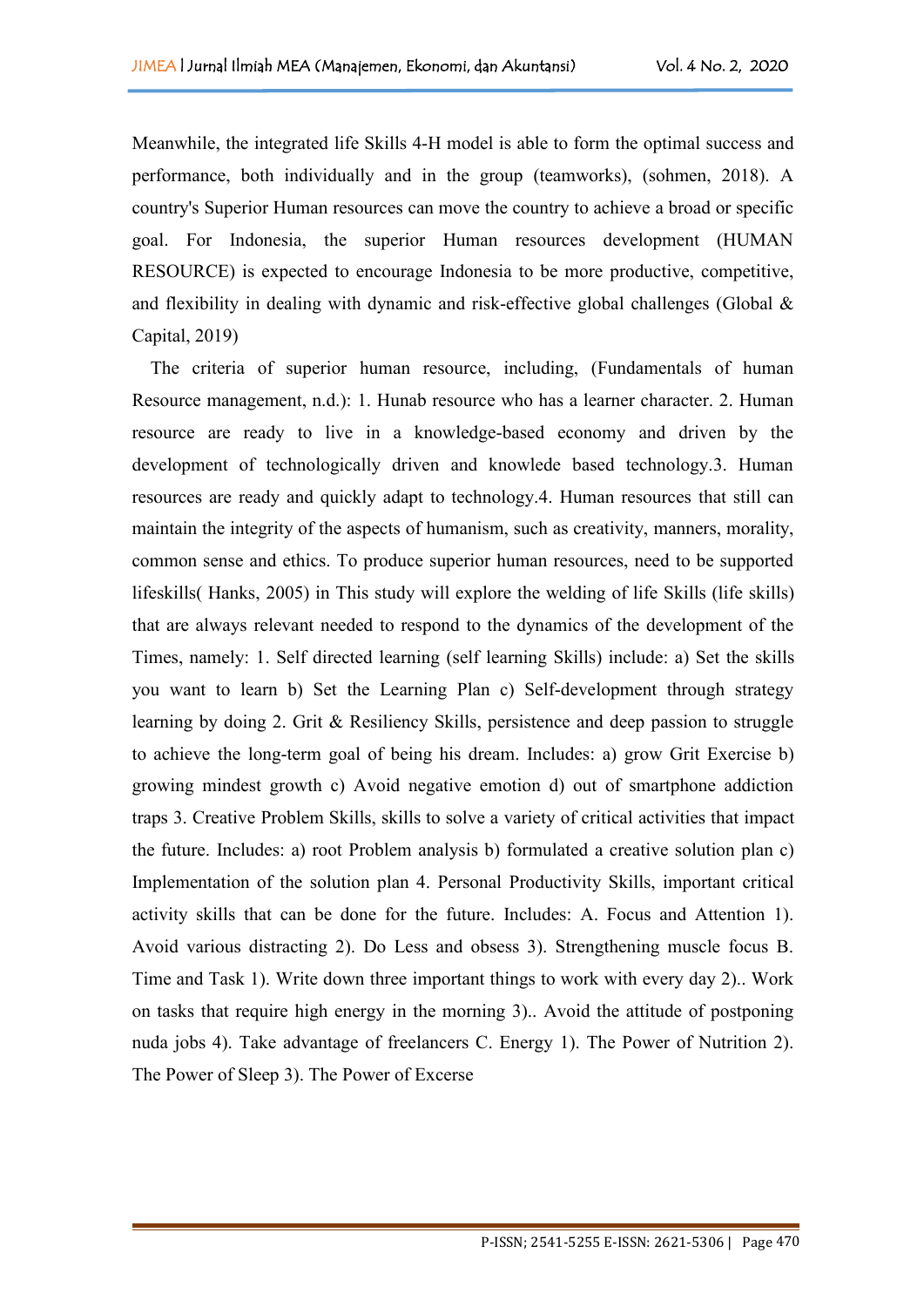Meanwhile, the integrated life Skills 4-H model is able to form the optimal success and performance, both individually and in the group (teamworks), (sohmen, 2018). A country's Superior Human resources can move the country to achieve a broad or specific goal. For Indonesia, the superior Human resources development (HUMAN RESOURCE) is expected to encourage Indonesia to be more productive, competitive, and flexibility in dealing with dynamic and risk-effective global challenges (Global & Capital, 2019)

The criteria of superior human resource, including, (Fundamentals of human Resource management, n.d.): 1. Hunab resource who has a learner character. 2. Human resource are ready to live in a knowledge-based economy and driven by the development of technologically driven and knowlede based technology.3. Human resources are ready and quickly adapt to technology.4. Human resources that still can maintain the integrity of the aspects of humanism, such as creativity, manners, morality, common sense and ethics. To produce superior human resources, need to be supported lifeskills( Hanks, 2005) in This study will explore the welding of life Skills (life skills) that are always relevant needed to respond to the dynamics of the development of the Times, namely: 1. Self directed learning (self learning Skills) include: a) Set the skills you want to learn b) Set the Learning Plan c) Self-development through strategy learning by doing 2. Grit & Resiliency Skills, persistence and deep passion to struggle to achieve the long-term goal of being his dream. Includes: a) grow Grit Exercise b) growing mindest growth c) Avoid negative emotion d) out of smartphone addiction traps 3. Creative Problem Skills, skills to solve a variety of critical activities that impact the future. Includes: a) root Problem analysis b) formulated a creative solution plan c) Implementation of the solution plan 4. Personal Productivity Skills, important critical activity skills that can be done for the future. Includes: A. Focus and Attention 1). Avoid various distracting 2). Do Less and obsess 3). Strengthening muscle focus B. Time and Task 1). Write down three important things to work with every day 2).. Work on tasks that require high energy in the morning 3).. Avoid the attitude of postponing nuda jobs 4). Take advantage of freelancers C. Energy 1). The Power of Nutrition 2). The Power of Sleep 3). The Power of Excerse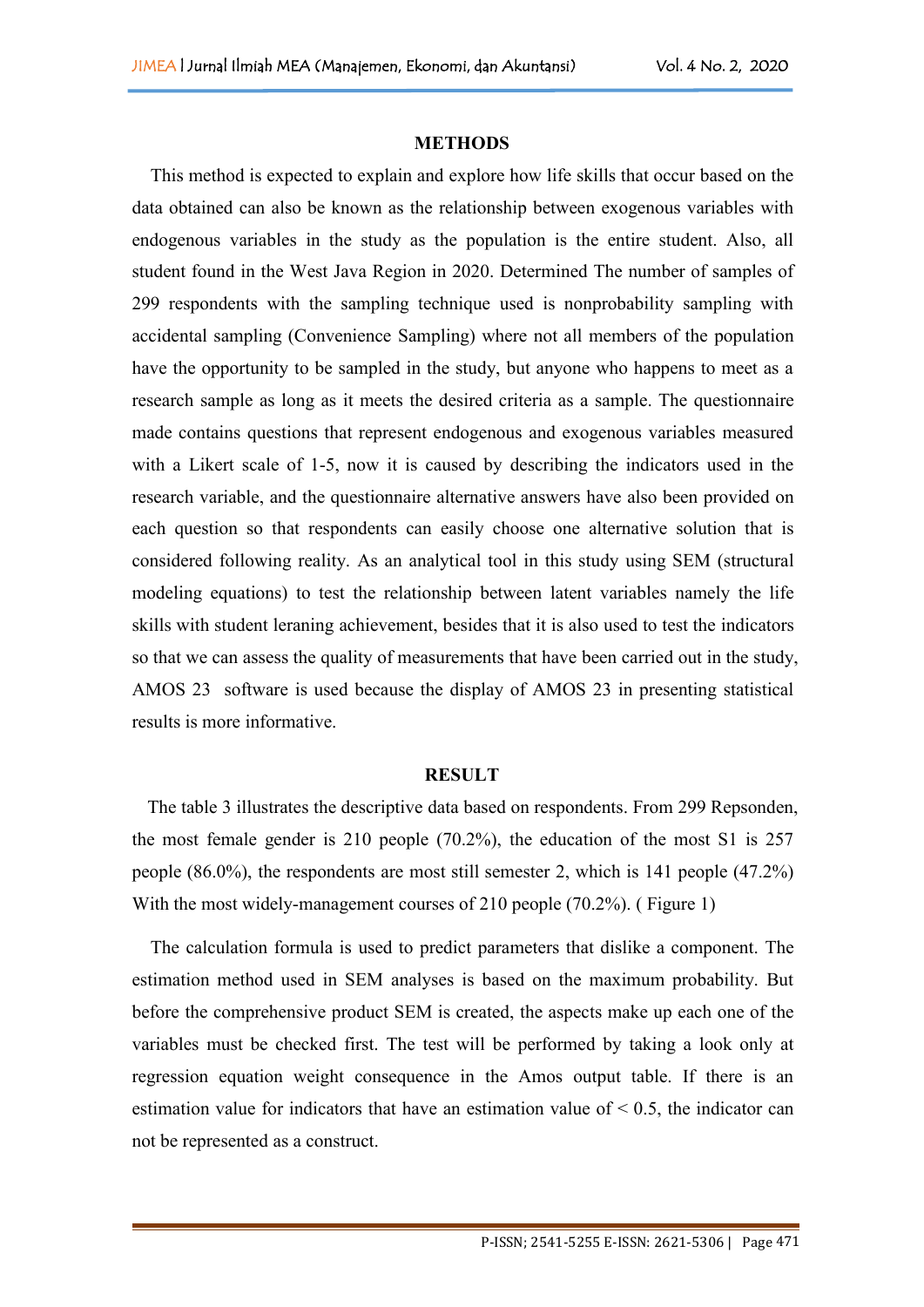## METHODS

This method is expected to explain and explore how life skills that occur based on the data obtained can also be known as the relationship between exogenous variables with endogenous variables in the study as the population is the entire student. Also, all student found in the West Java Region in 2020. Determined The number of samples of 299 respondents with the sampling technique used is nonprobability sampling with accidental sampling (Convenience Sampling) where not all members of the population have the opportunity to be sampled in the study, but anyone who happens to meet as a research sample as long as it meets the desired criteria as a sample. The questionnaire made contains questions that represent endogenous and exogenous variables measured with a Likert scale of 1-5, now it is caused by describing the indicators used in the research variable, and the questionnaire alternative answers have also been provided on each question so that respondents can easily choose one alternative solution that is considered following reality. As an analytical tool in this study using SEM (structural modeling equations) to test the relationship between latent variables namely the life skills with student leraning achievement, besides that it is also used to test the indicators so that we can assess the quality of measurements that have been carried out in the study, AMOS 23 software is used because the display of AMOS 23 in presenting statistical results is more informative.

## RESULT

The table 3 illustrates the descriptive data based on respondents. From 299 Repsonden, the most female gender is 210 people (70.2%), the education of the most S1 is 257 people (86.0%), the respondents are most still semester 2, which is 141 people (47.2%) With the most widely-management courses of 210 people (70.2%). ( Figure 1)

The calculation formula is used to predict parameters that dislike a component. The estimation method used in SEM analyses is based on the maximum probability. But before the comprehensive product SEM is created, the aspects make up each one of the variables must be checked first. The test will be performed by taking a look only at regression equation weight consequence in the Amos output table. If there is an estimation value for indicators that have an estimation value of < 0.5, the indicator can not be represented as a construct.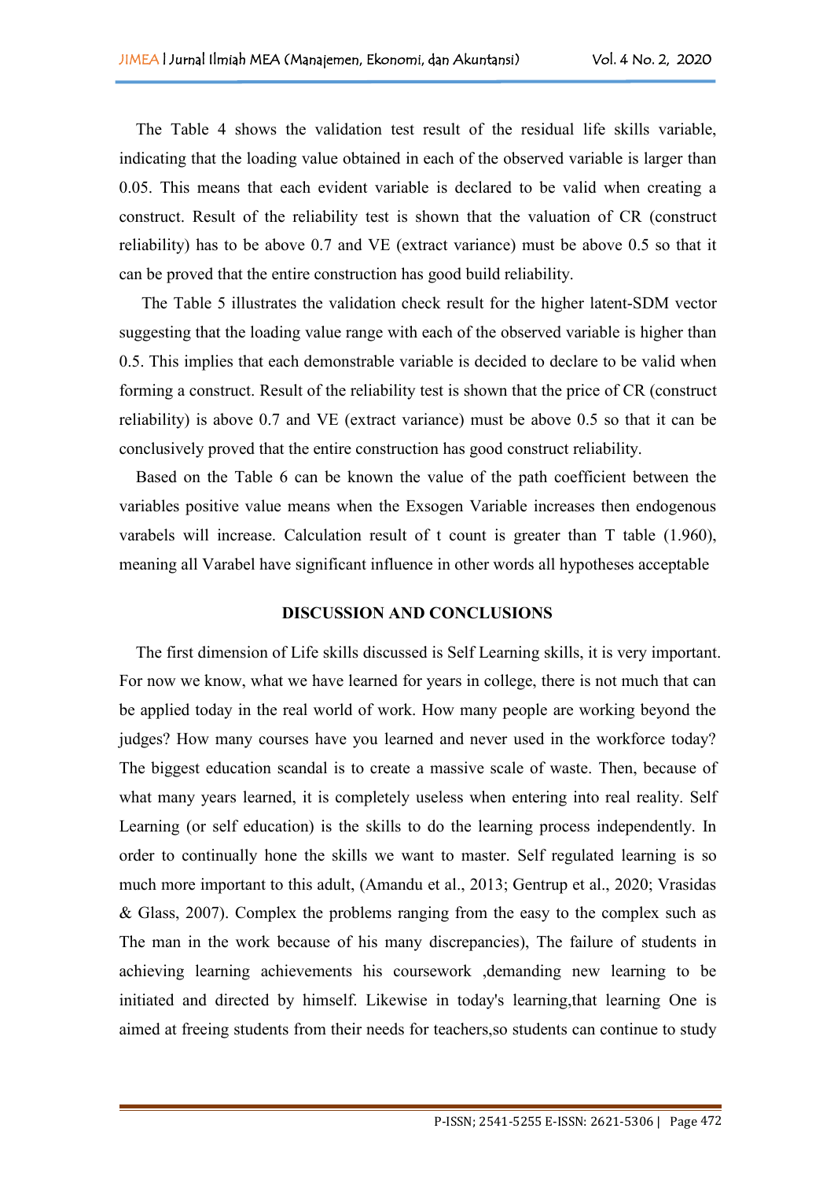The Table 4 shows the validation test result of the residual life skills variable, indicating that the loading value obtained in each of the observed variable is larger than 0.05. This means that each evident variable is declared to be valid when creating a construct. Result of the reliability test is shown that the valuation of CR (construct reliability) has to be above 0.7 and VE (extract variance) must be above 0.5 so that it can be proved that the entire construction has good build reliability.

The Table 5 illustrates the validation check result for the higher latent-SDM vector suggesting that the loading value range with each of the observed variable is higher than 0.5. This implies that each demonstrable variable is decided to declare to be valid when forming a construct. Result of the reliability test is shown that the price of CR (construct reliability) is above 0.7 and VE (extract variance) must be above 0.5 so that it can be conclusively proved that the entire construction has good construct reliability.

Based on the Table 6 can be known the value of the path coefficient between the variables positive value means when the Exsogen Variable increases then endogenous varabels will increase. Calculation result of t count is greater than T table (1.960), meaning all Varabel have significant influence in other words all hypotheses acceptable

## DISCUSSION AND CONCLUSIONS

The first dimension of Life skills discussed is Self Learning skills, it is very important. For now we know, what we have learned for years in college, there is not much that can be applied today in the real world of work. How many people are working beyond the judges? How many courses have you learned and never used in the workforce today? The biggest education scandal is to create a massive scale of waste. Then, because of what many years learned, it is completely useless when entering into real reality. Self Learning (or self education) is the skills to do the learning process independently. In order to continually hone the skills we want to master. Self regulated learning is so much more important to this adult, (Amandu et al., 2013; Gentrup et al., 2020; Vrasidas & Glass, 2007). Complex the problems ranging from the easy to the complex such as The man in the work because of his many discrepancies), The failure of students in achieving learning achievements his coursework ,demanding new learning to be initiated and directed by himself. Likewise in today's learning,that learning One is aimed at freeing students from their needs for teachers,so students can continue to study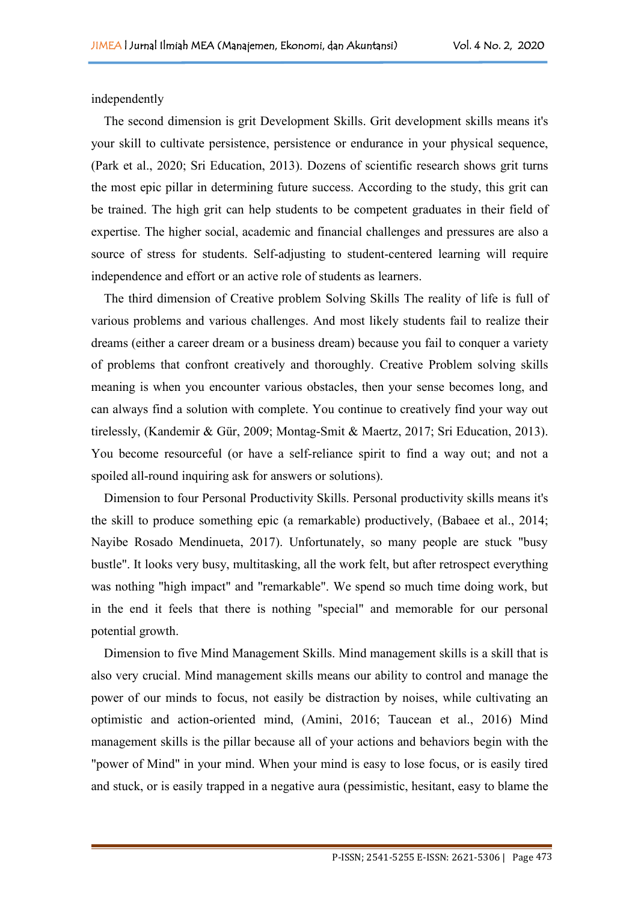independently

The second dimension is grit Development Skills. Grit development skills means it's your skill to cultivate persistence, persistence or endurance in your physical sequence, (Park et al., 2020; Sri Education, 2013). Dozens of scientific research shows grit turns the most epic pillar in determining future success. According to the study, this grit can be trained. The high grit can help students to be competent graduates in their field of expertise. The higher social, academic and financial challenges and pressures are also a source of stress for students. Self-adjusting to student-centered learning will require independence and effort or an active role of students as learners.

The third dimension of Creative problem Solving Skills The reality of life is full of various problems and various challenges. And most likely students fail to realize their dreams (either a career dream or a business dream) because you fail to conquer a variety of problems that confront creatively and thoroughly. Creative Problem solving skills meaning is when you encounter various obstacles, then your sense becomes long, and can always find a solution with complete. You continue to creatively find your way out tirelessly, (Kandemir & Gür, 2009; Montag-Smit & Maertz, 2017; Sri Education, 2013). You become resourceful (or have a self-reliance spirit to find a way out; and not a spoiled all-round inquiring ask for answers or solutions).

Dimension to four Personal Productivity Skills. Personal productivity skills means it's the skill to produce something epic (a remarkable) productively, (Babaee et al., 2014; Nayibe Rosado Mendinueta, 2017). Unfortunately, so many people are stuck "busy bustle". It looks very busy, multitasking, all the work felt, but after retrospect everything was nothing "high impact" and "remarkable". We spend so much time doing work, but in the end it feels that there is nothing "special" and memorable for our personal potential growth.

Dimension to five Mind Management Skills. Mind management skills is a skill that is also very crucial. Mind management skills means our ability to control and manage the power of our minds to focus, not easily be distraction by noises, while cultivating an optimistic and action-oriented mind, (Amini, 2016; Taucean et al., 2016) Mind management skills is the pillar because all of your actions and behaviors begin with the "power of Mind" in your mind. When your mind is easy to lose focus, or is easily tired and stuck, or is easily trapped in a negative aura (pessimistic, hesitant, easy to blame the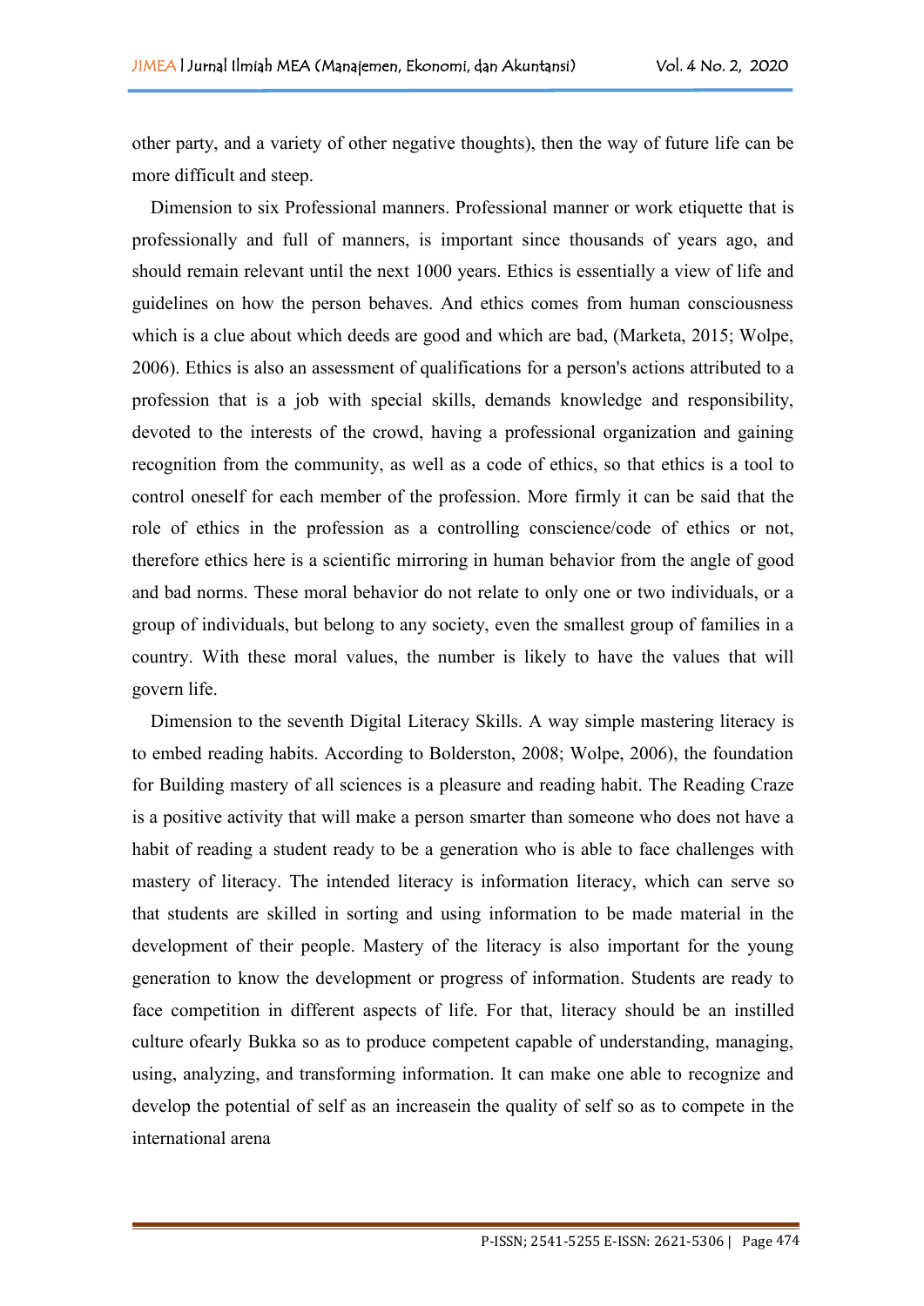other party, and a variety of other negative thoughts), then the way of future life can be more difficult and steep.

Dimension to six Professional manners. Professional manner or work etiquette that is professionally and full of manners, is important since thousands of years ago, and should remain relevant until the next 1000 years. Ethics is essentially a view of life and guidelines on how the person behaves. And ethics comes from human consciousness which is a clue about which deeds are good and which are bad, (Marketa, 2015; Wolpe, 2006). Ethics is also an assessment of qualifications for a person's actions attributed to a profession that is a job with special skills, demands knowledge and responsibility, devoted to the interests of the crowd, having a professional organization and gaining recognition from the community, as well as a code of ethics, so that ethics is a tool to control oneself for each member of the profession. More firmly it can be said that the role of ethics in the profession as a controlling conscience/code of ethics or not, therefore ethics here is a scientific mirroring in human behavior from the angle of good and bad norms. These moral behavior do not relate to only one or two individuals, or a group of individuals, but belong to any society, even the smallest group of families in a country. With these moral values, the number is likely to have the values that will govern life.

Dimension to the seventh Digital Literacy Skills. A way simple mastering literacy is to embed reading habits. According to Bolderston, 2008; Wolpe, 2006), the foundation for Building mastery of all sciences is a pleasure and reading habit. The Reading Craze is a positive activity that will make a person smarter than someone who does not have a habit of reading a student ready to be a generation who is able to face challenges with mastery of literacy. The intended literacy is information literacy, which can serve so that students are skilled in sorting and using information to be made material in the development of their people. Mastery of the literacy is also important for the young generation to know the development or progress of information. Students are ready to face competition in different aspects of life. For that, literacy should be an instilled culture ofearly Bukka so as to produce competent capable of understanding, managing, using, analyzing, and transforming information. It can make one able to recognize and develop the potential of self as an increasein the quality of self so as to compete in the international arena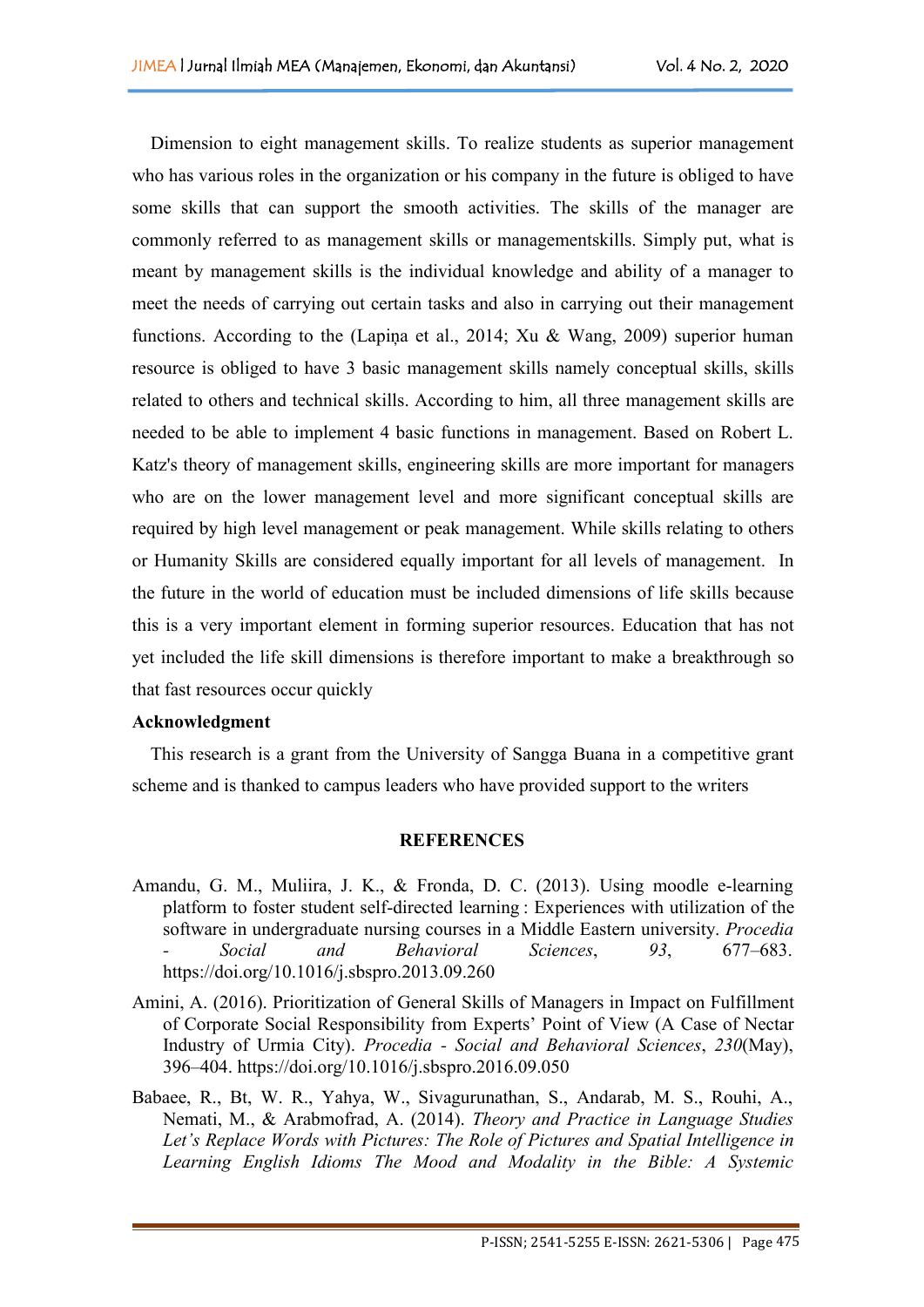Dimension to eight management skills. To realize students as superior management who has various roles in the organization or his company in the future is obliged to have some skills that can support the smooth activities. The skills of the manager are commonly referred to as management skills or managementskills. Simply put, what is meant by management skills is the individual knowledge and ability of a manager to meet the needs of carrying out certain tasks and also in carrying out their management functions. According to the (Lapiņa et al., 2014; Xu & Wang, 2009) superior human resource is obliged to have 3 basic management skills namely conceptual skills, skills related to others and technical skills. According to him, all three management skills are needed to be able to implement 4 basic functions in management. Based on Robert L. Katz's theory of management skills, engineering skills are more important for managers who are on the lower management level and more significant conceptual skills are required by high level management or peak management. While skills relating to others or Humanity Skills are considered equally important for all levels of management. In the future in the world of education must be included dimensions of life skills because this is a very important element in forming superior resources. Education that has not yet included the life skill dimensions is therefore important to make a breakthrough so that fast resources occur quickly

**Acknowledgment**

This research is a grant from the University of Sangga Buana in a competitive grant scheme and is thanked to campus leaders who have provided support to the writers

## REFERENCES

Amandu, G. M., Muliira, J. K., & Fronda, D. C. (2013). Using moodle e-learning platform to foster student self-directed learning : Experiences with utilization of the software in undergraduate nursing courses in a Middle Eastern university. *Procedia - Social and Behavioral Sciences*, *93*, 677–683. https://doi.org/10.1016/j.sbspro.2013.09.260

Amini, A. (2016). Prioritization of General Skills of Managers in Impact on Fulfillment of Corporate Social Responsibility from Experts' Point of View (A Case of Nectar Industry of Urmia City). *Procedia - Social and Behavioral Sciences*, *230*(May), 396–404. https://doi.org/10.1016/j.sbspro.2016.09.050

Babaee, R., Bt, W. R., Yahya, W., Sivagurunathan, S., Andarab, M. S., Rouhi, A., Nemati, M., & Arabmofrad, A. (2014). *Theory and Practice in Language Studies Let's Replace Words with Pictures: The Role of Pictures and Spatial Intelligence in Learning English Idioms The Mood and Modality in the Bible: A Systemic*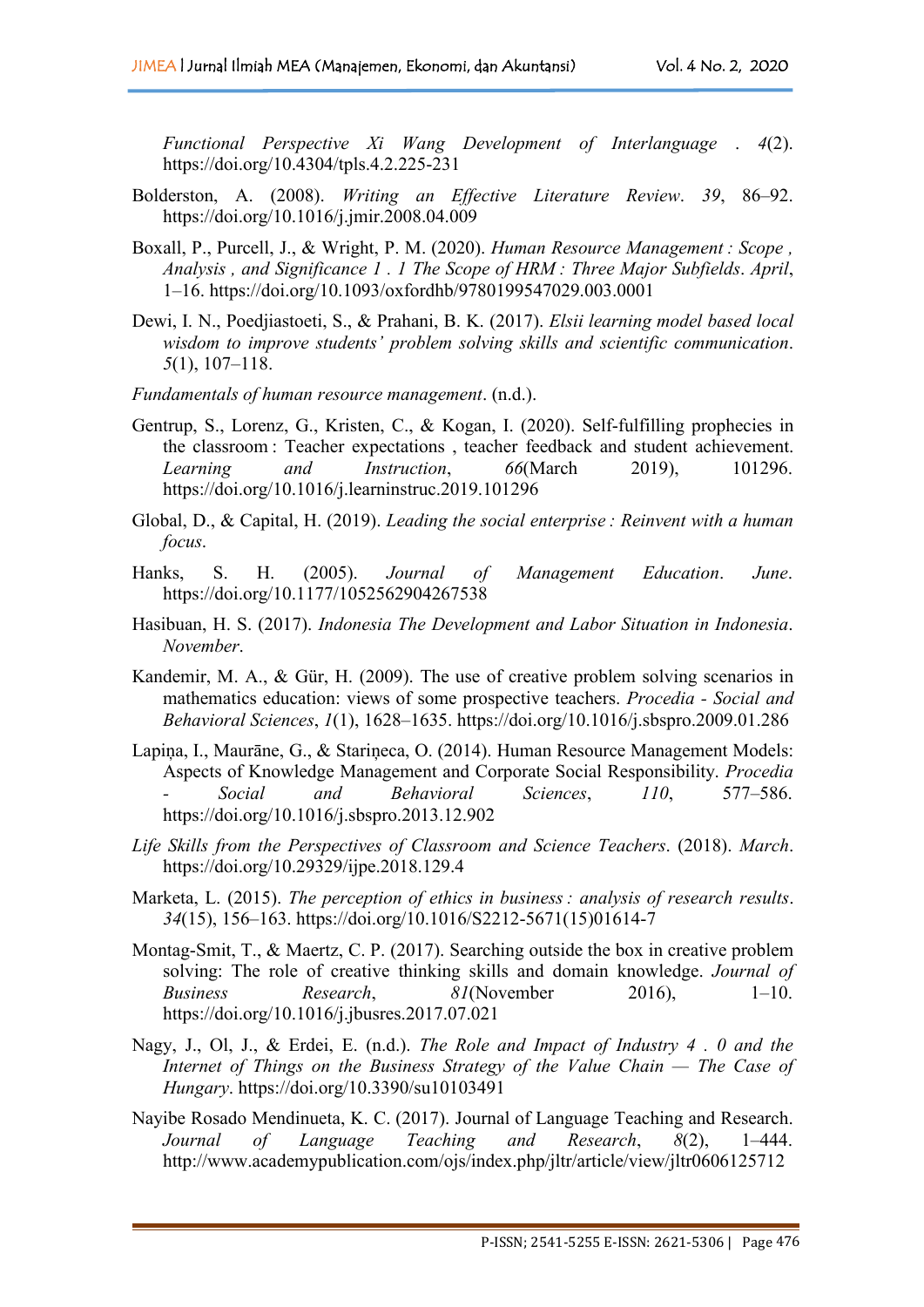*Functional Perspective Xi Wang Development of Interlanguage . 4*(2). https://doi.org/10.4304/tpls.4.2.225-231

Bolderston, A. (2008). *Writing an Effective Literature Review*. *39*, 86–92. https://doi.org/10.1016/j.jmir.2008.04.009

Boxall, P., Purcell, J., & Wright, P. M. (2020). *Human Resource Management : Scope , Analysis , and Significance 1 . 1 The Scope of HRM : Three Major Subfields*. *April*, 1–16. https://doi.org/10.1093/oxfordhb/9780199547029.003.0001

Dewi, I. N., Poedjiastoeti, S., & Prahani, B. K. (2017). *Elsii learning model based local wisdom to improve students' problem solving skills and scientific communication*. *5*(1), 107–118.

*Fundamentals of human resource management*. (n.d.).

Gentrup, S., Lorenz, G., Kristen, C., & Kogan, I. (2020). Self-fulfilling prophecies in the classroom : Teacher expectations , teacher feedback and student achievement. *Learning and Instruction*, *66*(March 2019), 101296. https://doi.org/10.1016/j.learninstruc.2019.101296

Global, D., & Capital, H. (2019). *Leading the social enterprise : Reinvent with a human focus*.

Hanks, S. H. (2005). *Journal of Management Education*. *June*. https://doi.org/10.1177/1052562904267538

Hasibuan, H. S. (2017). *Indonesia The Development and Labor Situation in Indonesia*. *November*.

Kandemir, M. A., & Gür, H. (2009). The use of creative problem solving scenarios in mathematics education: views of some prospective teachers. *Procedia - Social and Behavioral Sciences*, *1*(1), 1628–1635. https://doi.org/10.1016/j.sbspro.2009.01.286

Lapiņa, I., Maurāne, G., & Stariņeca, O. (2014). Human Resource Management Models: Aspects of Knowledge Management and Corporate Social Responsibility. *Procedia - Social and Behavioral Sciences*, *110*, 577–586. https://doi.org/10.1016/j.sbspro.2013.12.902

*Life Skills from the Perspectives of Classroom and Science Teachers*. (2018). *March*. https://doi.org/10.29329/ijpe.2018.129.4

Marketa, L. (2015). *The perception of ethics in business : analysis of research results*. *34*(15), 156–163. https://doi.org/10.1016/S2212-5671(15)01614-7

Montag-Smit, T., & Maertz, C. P. (2017). Searching outside the box in creative problem solving: The role of creative thinking skills and domain knowledge. *Journal of Business Research*, *81*(November 2016), 1–10. https://doi.org/10.1016/j.jbusres.2017.07.021

Nagy, J., Ol, J., & Erdei, E. (n.d.). *The Role and Impact of Industry 4 . 0 and the Internet of Things on the Business Strategy of the Value Chain — The Case of Hungary*. https://doi.org/10.3390/su10103491

Nayibe Rosado Mendinueta, K. C. (2017). Journal of Language Teaching and Research. *Journal of Language Teaching and Research*, *8*(2), 1–444. http://www.academypublication.com/ojs/index.php/jltr/article/view/jltr0606125712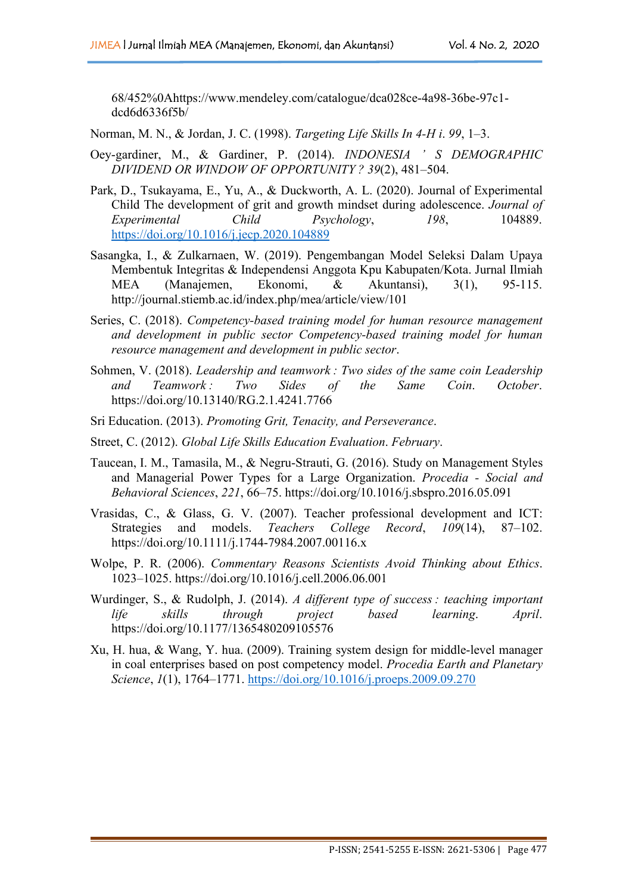68/452%0Ahttps://www.mendeley.com/catalogue/dca028ce-4a98-36be-97c1-dcd6d6336f5b/

Norman, M. N., & Jordan, J. C. (1998). *Targeting Life Skills In 4-H i*. *99*, 1–3.

Oey-gardiner, M., & Gardiner, P. (2014). *INDONESIA ' S DEMOGRAPHIC DIVIDEND OR WINDOW OF OPPORTUNITY ? 39*(2), 481–504.

Park, D., Tsukayama, E., Yu, A., & Duckworth, A. L. (2020). Journal of Experimental Child The development of grit and growth mindset during adolescence. *Journal of Experimental Child Psychology*, *198*, 104889. https://doi.org/10.1016/j.jecp.2020.104889

Sasangka, I., & Zulkarnaen, W. (2019). Pengembangan Model Seleksi Dalam Upaya Membentuk Integritas & Independensi Anggota Kpu Kabupaten/Kota. Jurnal Ilmiah MEA (Manajemen, Ekonomi, & Akuntansi), 3(1), 95-115. http://journal.stiemb.ac.id/index.php/mea/article/view/101

Series, C. (2018). *Competency-based training model for human resource management and development in public sector Competency-based training model for human resource management and development in public sector*.

Sohmen, V. (2018). *Leadership and teamwork : Two sides of the same coin Leadership and Teamwork : Two Sides of the Same Coin*. *October*. https://doi.org/10.13140/RG.2.1.4241.7766

Sri Education. (2013). *Promoting Grit, Tenacity, and Perseverance*.

Street, C. (2012). *Global Life Skills Education Evaluation*. *February*.

Taucean, I. M., Tamasila, M., & Negru-Strauti, G. (2016). Study on Management Styles and Managerial Power Types for a Large Organization. *Procedia - Social and Behavioral Sciences*, *221*, 66–75. https://doi.org/10.1016/j.sbspro.2016.05.091

Vrasidas, C., & Glass, G. V. (2007). Teacher professional development and ICT: Strategies and models. *Teachers College Record*, *109*(14), 87–102. https://doi.org/10.1111/j.1744-7984.2007.00116.x

Wolpe, P. R. (2006). *Commentary Reasons Scientists Avoid Thinking about Ethics*. 1023–1025. https://doi.org/10.1016/j.cell.2006.06.001

Wurdinger, S., & Rudolph, J. (2014). *A different type of success : teaching important life skills through project based learning*. *April*. https://doi.org/10.1177/1365480209105576

Xu, H. hua, & Wang, Y. hua. (2009). Training system design for middle-level manager in coal enterprises based on post competency model. *Procedia Earth and Planetary Science*, *1*(1), 1764–1771. https://doi.org/10.1016/j.proeps.2009.09.270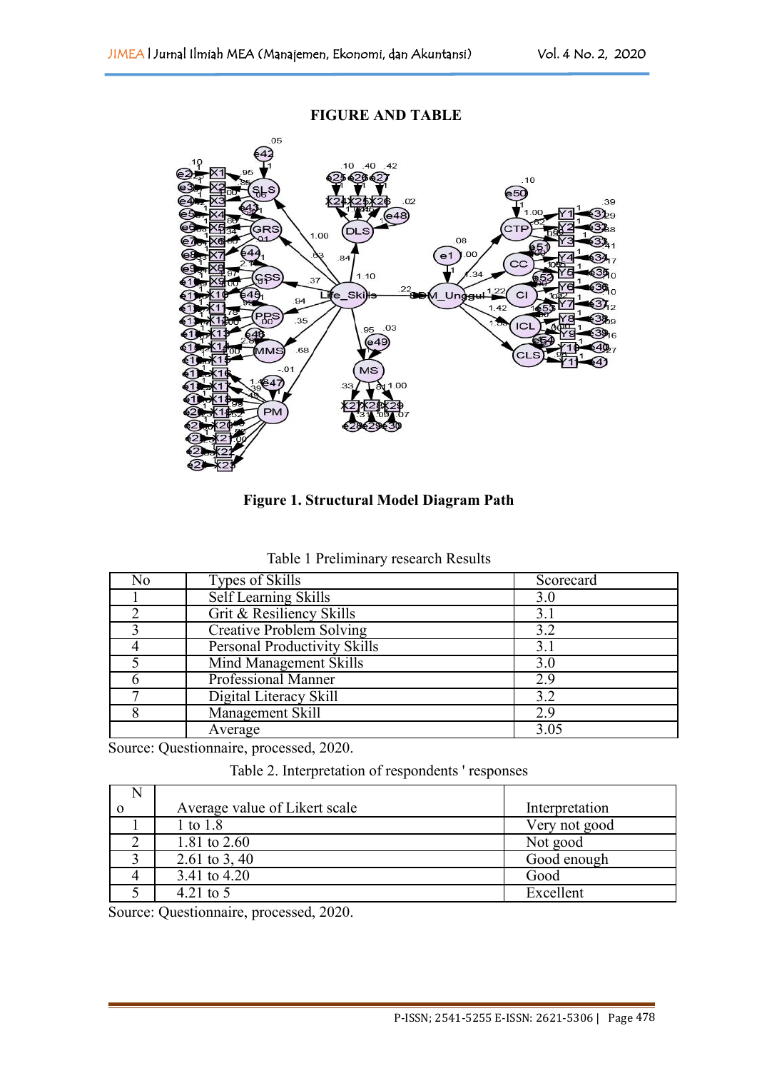**FIGURE AND TABLE**

**Figure 1. Structural Model Diagram Path**

Table 1 Preliminary research Results

| No | Types of Skills | Scorecard |
|---|---|---|
| 1 | Self Learning Skills | 3.0 |
| 2 | Grit & Resiliency Skills | 3.1 |
| 3 | Creative Problem Solving | 3.2 |
| 4 | Personal Productivity Skills | 3.1 |
| 5 | Mind Management Skills | 3.0 |
| 6 | Professional Manner | 2.9 |
| 7 | Digital Literacy Skill | 3.2 |
| 8 | Management Skill | 2.9 |
| | Average | 3.05 |

Source: Questionnaire, processed, 2020.

Table 2. Interpretation of respondents ' responses

| No | Average value of Likert scale | Interpretation |
|---|---|---|
| 1 | 1 to 1.8 | Very not good |
| 2 | 1.81 to 2.60 | Not good |
| 3 | 2.61 to 3, 40 | Good enough |
| 4 | 3.41 to 4.20 | Good |
| 5 | 4.21 to 5 | Excellent |

Source: Questionnaire, processed, 2020.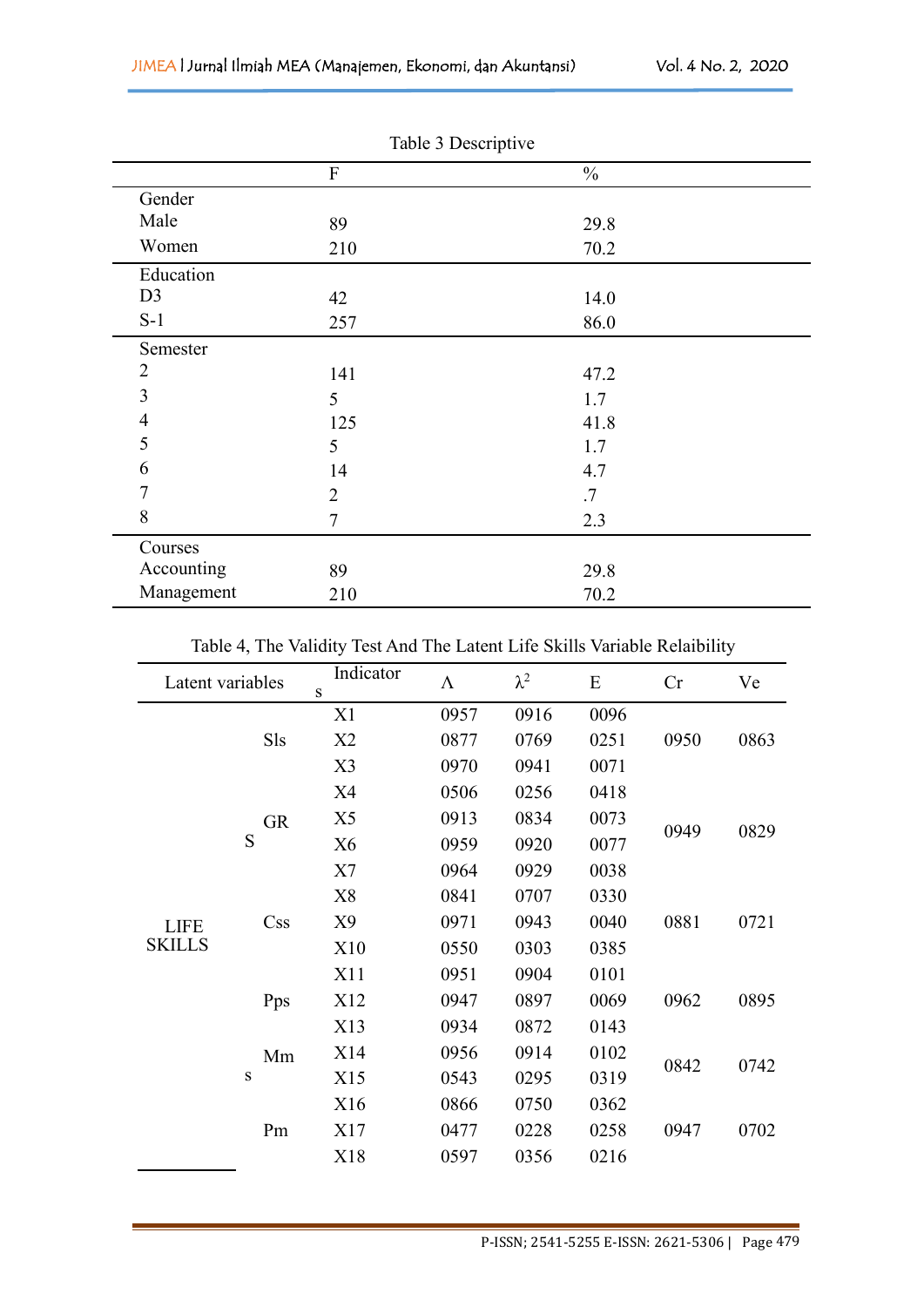Table 3 Descriptive

| | F | % |
|---|---|---|
| Gender | | |
| Male | 89 | 29.8 |
| Women | 210 | 70.2 |
| Education | | |
| D3 | 42 | 14.0 |
| S-1 | 257 | 86.0 |
| Semester | | |
| 2 | 141 | 47.2 |
| 3 | 5 | 1.7 |
| 4 | 125 | 41.8 |
| 5 | 5 | 1.7 |
| 6 | 14 | 4.7 |
| 7 | 2 | .7 |
| 8 | 7 | 2.3 |
| Courses | | |
| Accounting | 89 | 29.8 |
| Management | 210 | 70.2 |

Table 4, The Validity Test And The Latent Life Skills Variable Relaibility

| Latent variables | | Indicators | Λ | $\lambda^2$ | E | Cr | Ve |
|---|---|---|---|---|---|---|---|
| LIFE SKILLS | Sls | X1 | 0957 | 0916 | 0096 | 0950 | 0863 |
| | | X2 | 0877 | 0769 | 0251 | | |
| | | X3 | 0970 | 0941 | 0071 | | |
| | GRS | X4 | 0506 | 0256 | 0418 | 0949 | 0829 |
| | | X5 | 0913 | 0834 | 0073 | | |
| | | X6 | 0959 | 0920 | 0077 | | |
| | | X7 | 0964 | 0929 | 0038 | | |
| | Css | X8 | 0841 | 0707 | 0330 | 0881 | 0721 |
| | | X9 | 0971 | 0943 | 0040 | | |
| | | X10 | 0550 | 0303 | 0385 | | |
| | Pps | X11 | 0951 | 0904 | 0101 | 0962 | 0895 |
| | | X12 | 0947 | 0897 | 0069 | | |
| | | X13 | 0934 | 0872 | 0143 | | |
| | Mms | X14 | 0956 | 0914 | 0102 | 0842 | 0742 |
| | | X15 | 0543 | 0295 | 0319 | | |
| | Pm | X16 | 0866 | 0750 | 0362 | 0947 | 0702 |
| | | X17 | 0477 | 0228 | 0258 | | |
| | | X18 | 0597 | 0356 | 0216 | | |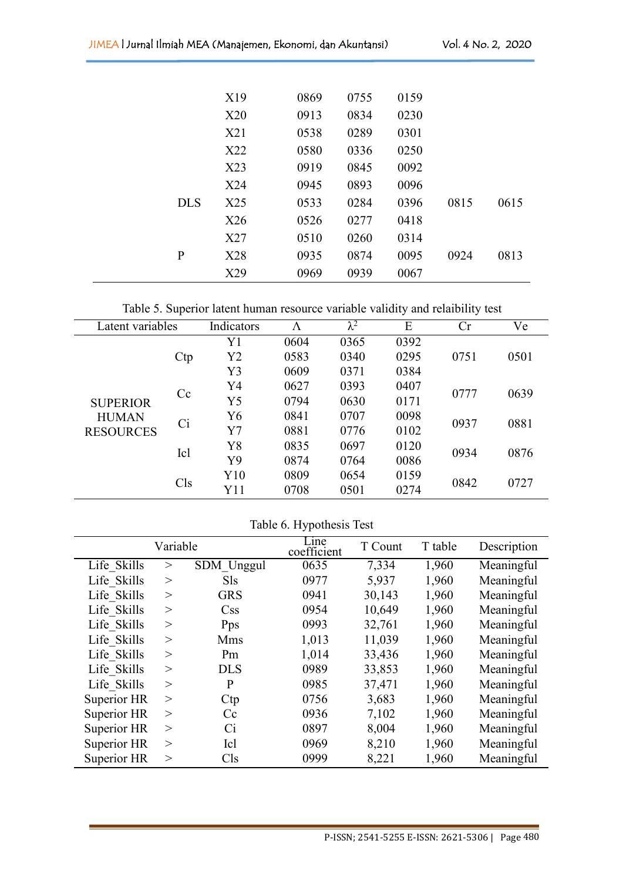| | | | | | | |
|---|---|---|---|---|---|---|
| | X19 | 0869 | 0755 | 0159 | | |
| | X20 | 0913 | 0834 | 0230 | | |
| | X21 | 0538 | 0289 | 0301 | | |
| | X22 | 0580 | 0336 | 0250 | | |
| | X23 | 0919 | 0845 | 0092 | | |
| | X24 | 0945 | 0893 | 0096 | | |
| DLS | X25 | 0533 | 0284 | 0396 | 0815 | 0615 |
| | X26 | 0526 | 0277 | 0418 | | |
| | X27 | 0510 | 0260 | 0314 | | |
| P | X28 | 0935 | 0874 | 0095 | 0924 | 0813 |
| | X29 | 0969 | 0939 | 0067 | | |

Table 5. Superior latent human resource variable validity and relaibility test

| Latent variables | | Indicators | Λ | $\lambda^2$ | E | Cr | Ve |
|---|---|---|---|---|---|---|---|
| SUPERIOR HUMAN RESOURCES | Ctp | Y1 | 0604 | 0365 | 0392 | 0751 | 0501 |
| | | Y2 | 0583 | 0340 | 0295 | | |
| | | Y3 | 0609 | 0371 | 0384 | | |
| | Cc | Y4 | 0627 | 0393 | 0407 | 0777 | 0639 |
| | | Y5 | 0794 | 0630 | 0171 | | |
| | Ci | Y6 | 0841 | 0707 | 0098 | 0937 | 0881 |
| | | Y7 | 0881 | 0776 | 0102 | | |
| | Icl | Y8 | 0835 | 0697 | 0120 | 0934 | 0876 |
| | | Y9 | 0874 | 0764 | 0086 | | |
| | Cls | Y10 | 0809 | 0654 | 0159 | 0842 | 0727 |
| | | Y11 | 0708 | 0501 | 0274 | | |

Table 6. Hypothesis Test

| Variable | | | Line coefficient | T Count | T table | Description |
|---|---|---|---|---|---|---|
| Life_Skills | > | SDM_Unggul | 0635 | 7,334 | 1,960 | Meaningful |
| Life_Skills | > | Sls | 0977 | 5,937 | 1,960 | Meaningful |
| Life_Skills | > | GRS | 0941 | 30,143 | 1,960 | Meaningful |
| Life_Skills | > | Css | 0954 | 10,649 | 1,960 | Meaningful |
| Life_Skills | > | Pps | 0993 | 32,761 | 1,960 | Meaningful |
| Life_Skills | > | Mms | 1,013 | 11,039 | 1,960 | Meaningful |
| Life_Skills | > | Pm | 1,014 | 33,436 | 1,960 | Meaningful |
| Life_Skills | > | DLS | 0989 | 33,853 | 1,960 | Meaningful |
| Life_Skills | > | P | 0985 | 37,471 | 1,960 | Meaningful |
| Superior HR | > | Ctp | 0756 | 3,683 | 1,960 | Meaningful |
| Superior HR | > | Cc | 0936 | 7,102 | 1,960 | Meaningful |
| Superior HR | > | Ci | 0897 | 8,004 | 1,960 | Meaningful |
| Superior HR | > | Icl | 0969 | 8,210 | 1,960 | Meaningful |
| Superior HR | > | Cls | 0999 | 8,221 | 1,960 | Meaningful |